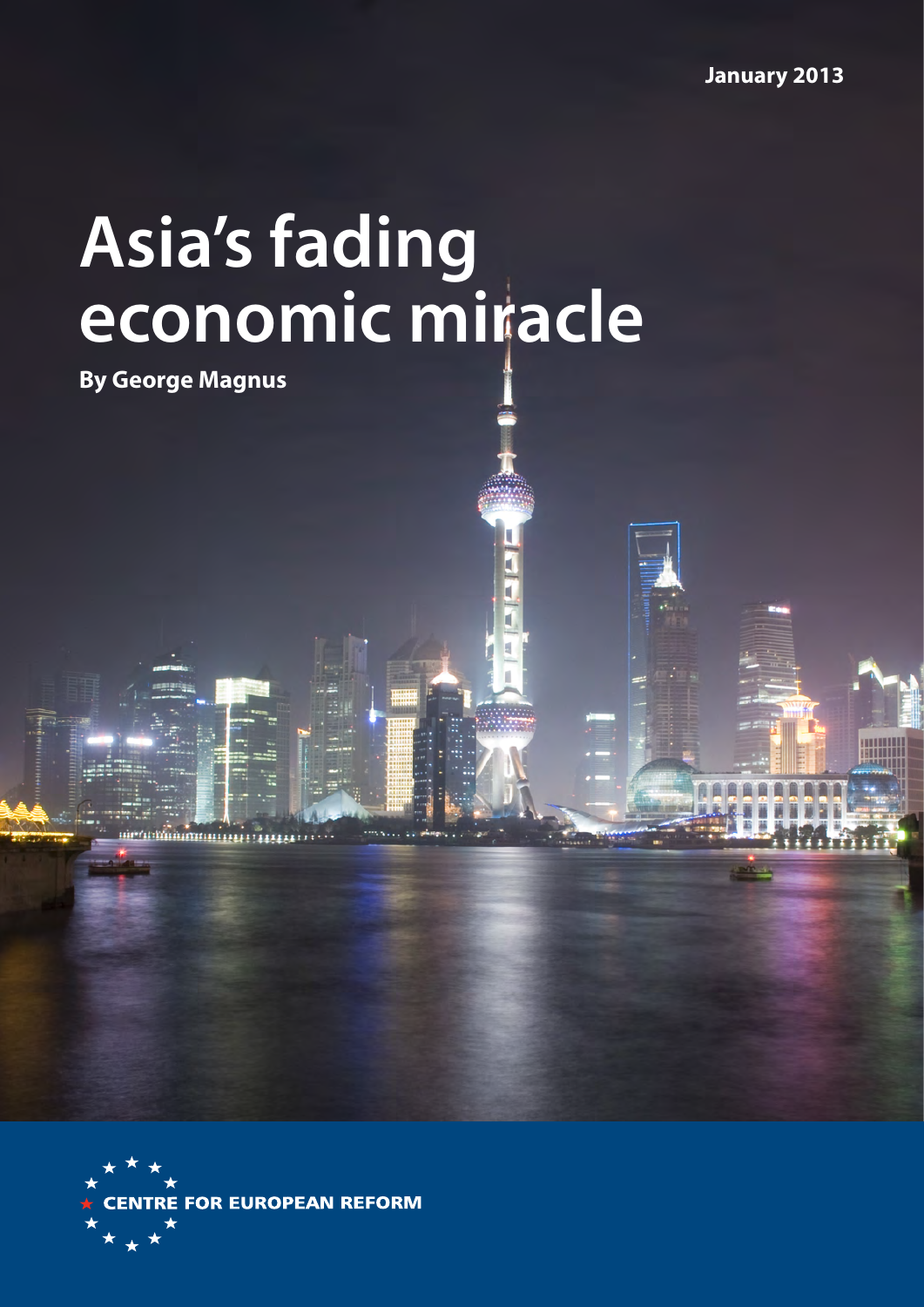January 2013

# Asia's fading economic miracle

**By George Magnus**

CENTRE FOR EUROPEAN REFORM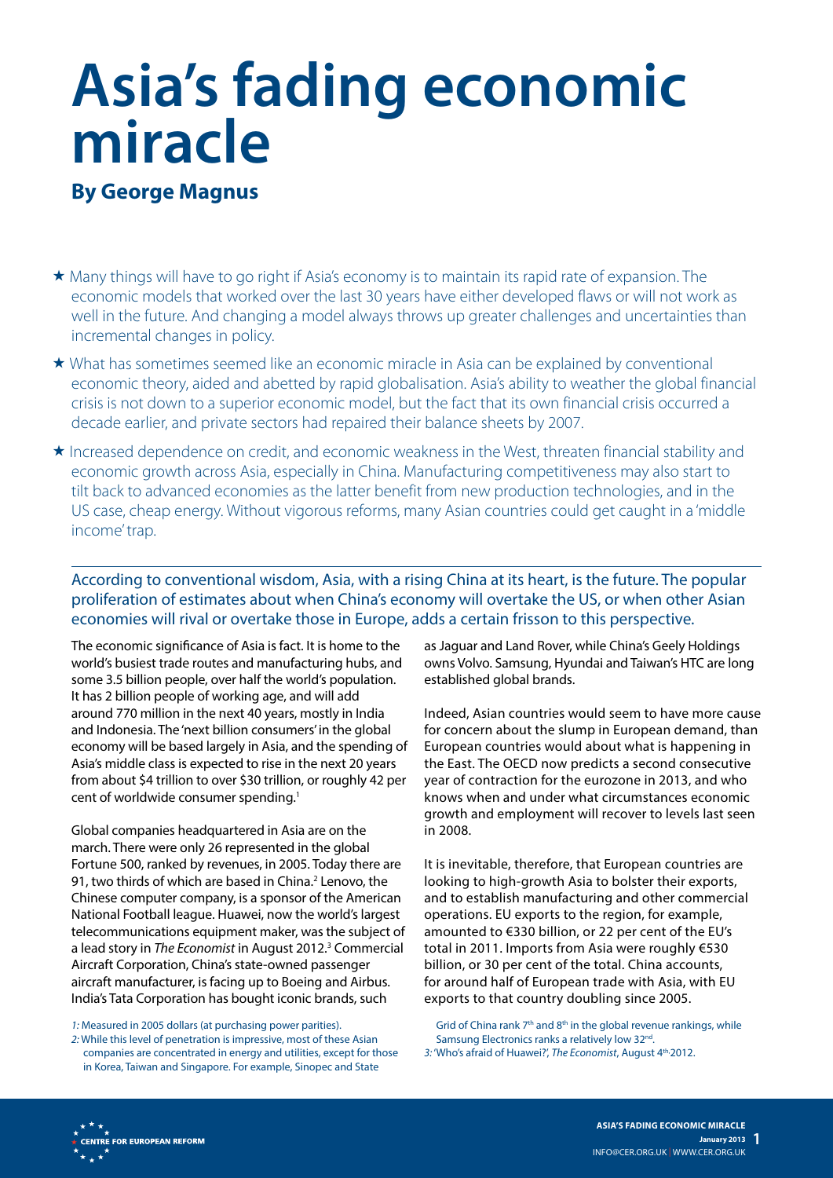# Asia's fading economic miracle

**By George Magnus**

- ★ Many things will have to go right if Asia's economy is to maintain its rapid rate of expansion. The economic models that worked over the last 30 years have either developed flaws or will not work as well in the future. And changing a model always throws up greater challenges and uncertainties than incremental changes in policy.
- ★ What has sometimes seemed like an economic miracle in Asia can be explained by conventional economic theory, aided and abetted by rapid globalisation. Asia's ability to weather the global financial crisis is not down to a superior economic model, but the fact that its own financial crisis occurred a decade earlier, and private sectors had repaired their balance sheets by 2007.
- ★ Increased dependence on credit, and economic weakness in the West, threaten financial stability and economic growth across Asia, especially in China. Manufacturing competitiveness may also start to tilt back to advanced economies as the latter benefit from new production technologies, and in the US case, cheap energy. Without vigorous reforms, many Asian countries could get caught in a 'middle income' trap.

According to conventional wisdom, Asia, with a rising China at its heart, is the future. The popular proliferation of estimates about when China's economy will overtake the US, or when other Asian economies will rival or overtake those in Europe, adds a certain frisson to this perspective.

The economic significance of Asia is fact. It is home to the world's busiest trade routes and manufacturing hubs, and some 3.5 billion people, over half the world's population. It has 2 billion people of working age, and will add around 770 million in the next 40 years, mostly in India and Indonesia. The 'next billion consumers' in the global economy will be based largely in Asia, and the spending of Asia's middle class is expected to rise in the next 20 years from about $4 trillion to over $30 trillion, or roughly 42 per cent of worldwide consumer spending.[1]

Global companies headquartered in Asia are on the march. There were only 26 represented in the global Fortune 500, ranked by revenues, in 2005. Today there are 91, two thirds of which are based in China.[2] Lenovo, the Chinese computer company, is a sponsor of the American National Football league. Huawei, now the world's largest telecommunications equipment maker, was the subject of a lead story in *The Economist* in August 2012.[3] Commercial Aircraft Corporation, China's state-owned passenger aircraft manufacturer, is facing up to Boeing and Airbus. India's Tata Corporation has bought iconic brands, such as Jaguar and Land Rover, while China's Geely Holdings owns Volvo. Samsung, Hyundai and Taiwan's HTC are long established global brands.

Indeed, Asian countries would seem to have more cause for concern about the slump in European demand, than European countries would about what is happening in the East. The OECD now predicts a second consecutive year of contraction for the eurozone in 2013, and who knows when and under what circumstances economic growth and employment will recover to levels last seen in 2008.

It is inevitable, therefore, that European countries are looking to high-growth Asia to bolster their exports, and to establish manufacturing and other commercial operations. EU exports to the region, for example, amounted to €330 billion, or 22 per cent of the EU's total in 2011. Imports from Asia were roughly €530 billion, or 30 per cent of the total. China accounts, for around half of European trade with Asia, with EU exports to that country doubling since 2005.

*1:* Measured in 2005 dollars (at purchasing power parities).

*2:* While this level of penetration is impressive, most of these Asian companies are concentrated in energy and utilities, except for those in Korea, Taiwan and Singapore. For example, Sinopec and State Grid of China rank 7th and 8th in the global revenue rankings, while Samsung Electronics ranks a relatively low 32nd.

*3:* 'Who's afraid of Huawei?', *The Economist*, August 4th 2012.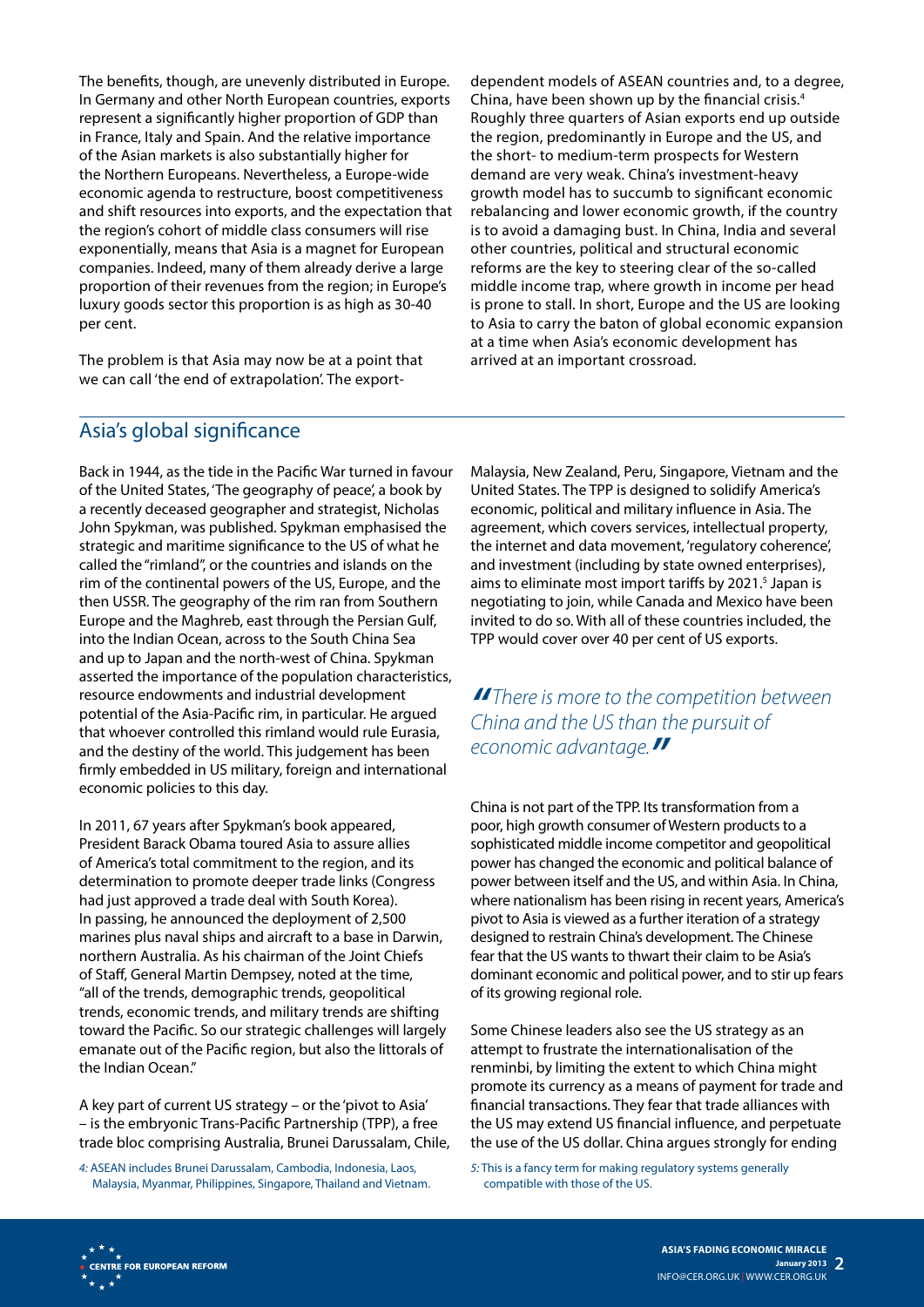The benefits, though, are unevenly distributed in Europe. In Germany and other North European countries, exports represent a significantly higher proportion of GDP than in France, Italy and Spain. And the relative importance of the Asian markets is also substantially higher for the Northern Europeans. Nevertheless, a Europe-wide economic agenda to restructure, boost competitiveness and shift resources into exports, and the expectation that the region's cohort of middle class consumers will rise exponentially, means that Asia is a magnet for European companies. Indeed, many of them already derive a large proportion of their revenues from the region; in Europe's luxury goods sector this proportion is as high as 30-40 per cent.

The problem is that Asia may now be at a point that we can call 'the end of extrapolation'. The export-dependent models of ASEAN countries and, to a degree, China, have been shown up by the financial crisis.[4] Roughly three quarters of Asian exports end up outside the region, predominantly in Europe and the US, and the short- to medium-term prospects for Western demand are very weak. China's investment-heavy growth model has to succumb to significant economic rebalancing and lower economic growth, if the country is to avoid a damaging bust. In China, India and several other countries, political and structural economic reforms are the key to steering clear of the so-called middle income trap, where growth in income per head is prone to stall. In short, Europe and the US are looking to Asia to carry the baton of global economic expansion at a time when Asia's economic development has arrived at an important crossroad.

## Asia's global significance

Back in 1944, as the tide in the Pacific War turned in favour of the United States, 'The geography of peace', a book by a recently deceased geographer and strategist, Nicholas John Spykman, was published. Spykman emphasised the strategic and maritime significance to the US of what he called the "rimland", or the countries and islands on the rim of the continental powers of the US, Europe, and the then USSR. The geography of the rim ran from Southern Europe and the Maghreb, east through the Persian Gulf, into the Indian Ocean, across to the South China Sea and up to Japan and the north-west of China. Spykman asserted the importance of the population characteristics, resource endowments and industrial development potential of the Asia-Pacific rim, in particular. He argued that whoever controlled this rimland would rule Eurasia, and the destiny of the world. This judgement has been firmly embedded in US military, foreign and international economic policies to this day.

In 2011, 67 years after Spykman's book appeared, President Barack Obama toured Asia to assure allies of America's total commitment to the region, and its determination to promote deeper trade links (Congress had just approved a trade deal with South Korea). In passing, he announced the deployment of 2,500 marines plus naval ships and aircraft to a base in Darwin, northern Australia. As his chairman of the Joint Chiefs of Staff, General Martin Dempsey, noted at the time, "all of the trends, demographic trends, geopolitical trends, economic trends, and military trends are shifting toward the Pacific. So our strategic challenges will largely emanate out of the Pacific region, but also the littorals of the Indian Ocean."

A key part of current US strategy – or the 'pivot to Asia' – is the embryonic Trans-Pacific Partnership (TPP), a free trade bloc comprising Australia, Brunei Darussalam, Chile, Malaysia, New Zealand, Peru, Singapore, Vietnam and the United States. The TPP is designed to solidify America's economic, political and military influence in Asia. The agreement, which covers services, intellectual property, the internet and data movement, 'regulatory coherence', and investment (including by state owned enterprises), aims to eliminate most import tariffs by 2021.[5] Japan is negotiating to join, while Canada and Mexico have been invited to do so. With all of these countries included, the TPP would cover over 40 per cent of US exports.

> *"There is more to the competition between China and the US than the pursuit of economic advantage."*

China is not part of the TPP. Its transformation from a poor, high growth consumer of Western products to a sophisticated middle income competitor and geopolitical power has changed the economic and political balance of power between itself and the US, and within Asia. In China, where nationalism has been rising in recent years, America's pivot to Asia is viewed as a further iteration of a strategy designed to restrain China's development. The Chinese fear that the US wants to thwart their claim to be Asia's dominant economic and political power, and to stir up fears of its growing regional role.

Some Chinese leaders also see the US strategy as an attempt to frustrate the internationalisation of the renminbi, by limiting the extent to which China might promote its currency as a means of payment for trade and financial transactions. They fear that trade alliances with the US may extend US financial influence, and perpetuate the use of the US dollar. China argues strongly for ending

4: ASEAN includes Brunei Darussalam, Cambodia, Indonesia, Laos, Malaysia, Myanmar, Philippines, Singapore, Thailand and Vietnam.

5: This is a fancy term for making regulatory systems generally compatible with those of the US.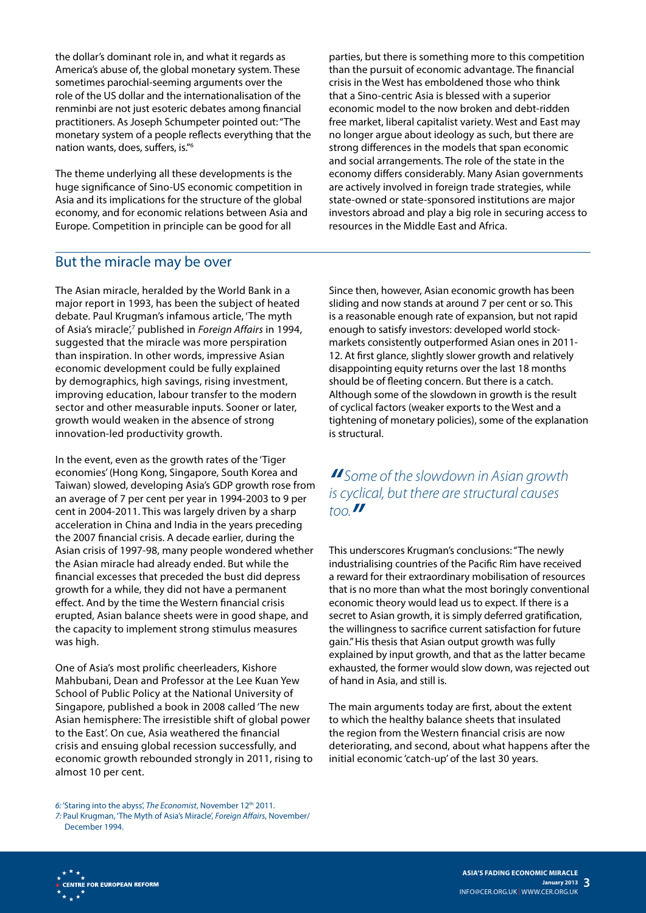the dollar's dominant role in, and what it regards as America's abuse of, the global monetary system. These sometimes parochial-seeming arguments over the role of the US dollar and the internationalisation of the renminbi are not just esoteric debates among financial practitioners. As Joseph Schumpeter pointed out: "The monetary system of a people reflects everything that the nation wants, does, suffers, is."[6]

The theme underlying all these developments is the huge significance of Sino-US economic competition in Asia and its implications for the structure of the global economy, and for economic relations between Asia and Europe. Competition in principle can be good for all parties, but there is something more to this competition than the pursuit of economic advantage. The financial crisis in the West has emboldened those who think that a Sino-centric Asia is blessed with a superior economic model to the now broken and debt-ridden free market, liberal capitalist variety. West and East may no longer argue about ideology as such, but there are strong differences in the models that span economic and social arrangements. The role of the state in the economy differs considerably. Many Asian governments are actively involved in foreign trade strategies, while state-owned or state-sponsored institutions are major investors abroad and play a big role in securing access to resources in the Middle East and Africa.

## But the miracle may be over

The Asian miracle, heralded by the World Bank in a major report in 1993, has been the subject of heated debate. Paul Krugman's infamous article, 'The myth of Asia's miracle',[7] published in *Foreign Affairs* in 1994, suggested that the miracle was more perspiration than inspiration. In other words, impressive Asian economic development could be fully explained by demographics, high savings, rising investment, improving education, labour transfer to the modern sector and other measurable inputs. Sooner or later, growth would weaken in the absence of strong innovation-led productivity growth.

In the event, even as the growth rates of the 'Tiger economies' (Hong Kong, Singapore, South Korea and Taiwan) slowed, developing Asia's GDP growth rose from an average of 7 per cent per year in 1994-2003 to 9 per cent in 2004-2011. This was largely driven by a sharp acceleration in China and India in the years preceding the 2007 financial crisis. A decade earlier, during the Asian crisis of 1997-98, many people wondered whether the Asian miracle had already ended. But while the financial excesses that preceded the bust did depress growth for a while, they did not have a permanent effect. And by the time the Western financial crisis erupted, Asian balance sheets were in good shape, and the capacity to implement strong stimulus measures was high.

One of Asia's most prolific cheerleaders, Kishore Mahbubani, Dean and Professor at the Lee Kuan Yew School of Public Policy at the National University of Singapore, published a book in 2008 called 'The new Asian hemisphere: The irresistible shift of global power to the East'. On cue, Asia weathered the financial crisis and ensuing global recession successfully, and economic growth rebounded strongly in 2011, rising to almost 10 per cent.

Since then, however, Asian economic growth has been sliding and now stands at around 7 per cent or so. This is a reasonable enough rate of expansion, but not rapid enough to satisfy investors: developed world stock-markets consistently outperformed Asian ones in 2011-12. At first glance, slightly slower growth and relatively disappointing equity returns over the last 18 months should be of fleeting concern. But there is a catch. Although some of the slowdown in growth is the result of cyclical factors (weaker exports to the West and a tightening of monetary policies), some of the explanation is structural.

> *"Some of the slowdown in Asian growth is cyclical, but there are structural causes too."*

This underscores Krugman's conclusions: "The newly industrialising countries of the Pacific Rim have received a reward for their extraordinary mobilisation of resources that is no more than what the most boringly conventional economic theory would lead us to expect. If there is a secret to Asian growth, it is simply deferred gratification, the willingness to sacrifice current satisfaction for future gain." His thesis that Asian output growth was fully explained by input growth, and that as the latter became exhausted, the former would slow down, was rejected out of hand in Asia, and still is.

The main arguments today are first, about the extent to which the healthy balance sheets that insulated the region from the Western financial crisis are now deteriorating, and second, about what happens after the initial economic 'catch-up' of the last 30 years.

*6:* 'Staring into the abyss', *The Economist*, November 12th 2011.
*7:* Paul Krugman, 'The Myth of Asia's Miracle', *Foreign Affairs*, November/December 1994.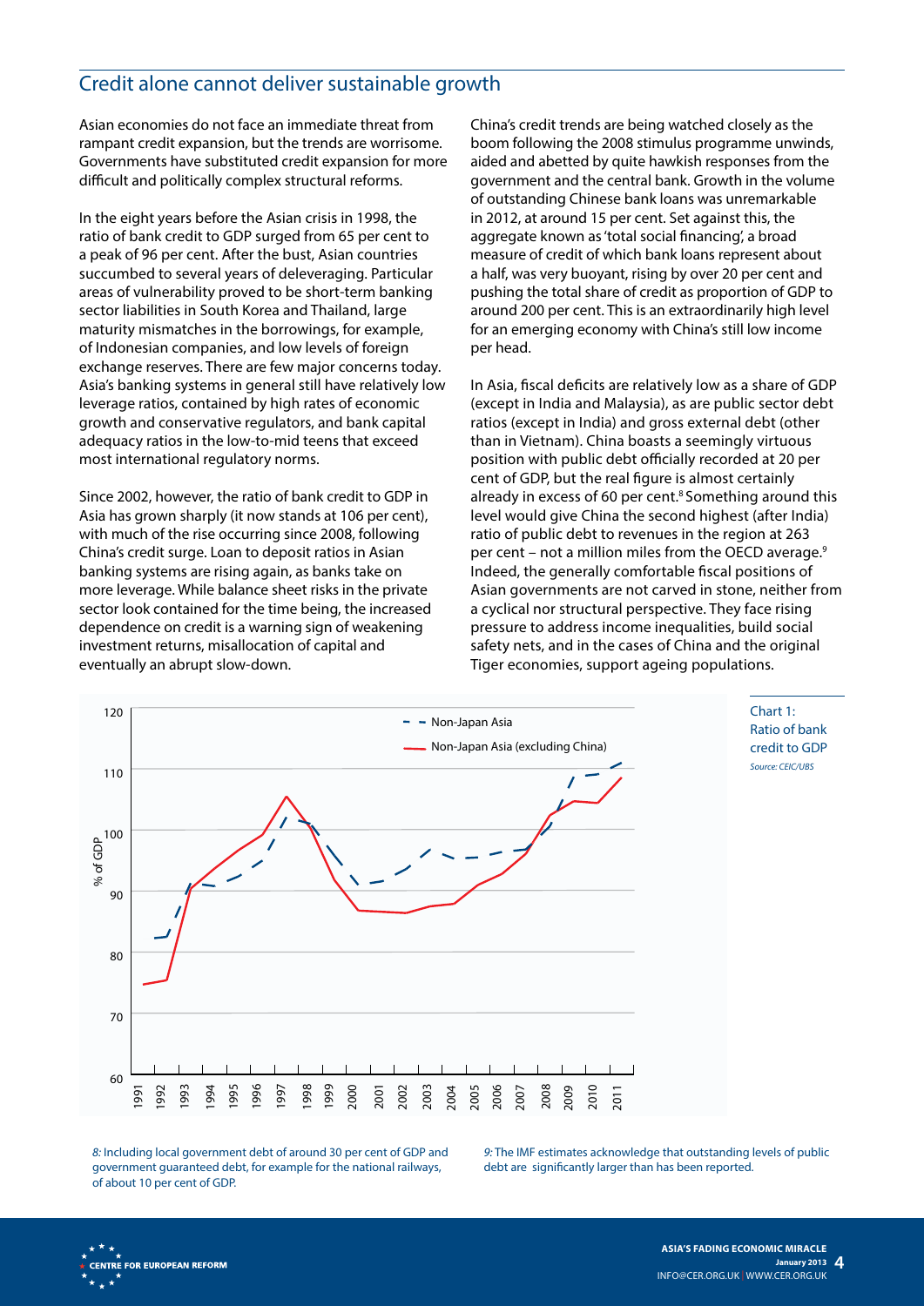## Credit alone cannot deliver sustainable growth

Asian economies do not face an immediate threat from rampant credit expansion, but the trends are worrisome. Governments have substituted credit expansion for more difficult and politically complex structural reforms.

In the eight years before the Asian crisis in 1998, the ratio of bank credit to GDP surged from 65 per cent to a peak of 96 per cent. After the bust, Asian countries succumbed to several years of deleveraging. Particular areas of vulnerability proved to be short-term banking sector liabilities in South Korea and Thailand, large maturity mismatches in the borrowings, for example, of Indonesian companies, and low levels of foreign exchange reserves. There are few major concerns today. Asia's banking systems in general still have relatively low leverage ratios, contained by high rates of economic growth and conservative regulators, and bank capital adequacy ratios in the low-to-mid teens that exceed most international regulatory norms.

Since 2002, however, the ratio of bank credit to GDP in Asia has grown sharply (it now stands at 106 per cent), with much of the rise occurring since 2008, following China's credit surge. Loan to deposit ratios in Asian banking systems are rising again, as banks take on more leverage. While balance sheet risks in the private sector look contained for the time being, the increased dependence on credit is a warning sign of weakening investment returns, misallocation of capital and eventually an abrupt slow-down.

China's credit trends are being watched closely as the boom following the 2008 stimulus programme unwinds, aided and abetted by quite hawkish responses from the government and the central bank. Growth in the volume of outstanding Chinese bank loans was unremarkable in 2012, at around 15 per cent. Set against this, the aggregate known as 'total social financing', a broad measure of credit of which bank loans represent about a half, was very buoyant, rising by over 20 per cent and pushing the total share of credit as proportion of GDP to around 200 per cent. This is an extraordinarily high level for an emerging economy with China's still low income per head.

In Asia, fiscal deficits are relatively low as a share of GDP (except in India and Malaysia), as are public sector debt ratios (except in India) and gross external debt (other than in Vietnam). China boasts a seemingly virtuous position with public debt officially recorded at 20 per cent of GDP, but the real figure is almost certainly already in excess of 60 per cent.[8] Something around this level would give China the second highest (after India) ratio of public debt to revenues in the region at 263 per cent – not a million miles from the OECD average.[9] Indeed, the generally comfortable fiscal positions of Asian governments are not carved in stone, neither from a cyclical nor structural perspective. They face rising pressure to address income inequalities, build social safety nets, and in the cases of China and the original Tiger economies, support ageing populations.

Chart 1: Ratio of bank credit to GDP
*Source: CEIC/UBS*

*8:* Including local government debt of around 30 per cent of GDP and government guaranteed debt, for example for the national railways, of about 10 per cent of GDP.

*9:* The IMF estimates acknowledge that outstanding levels of public debt are significantly larger than has been reported.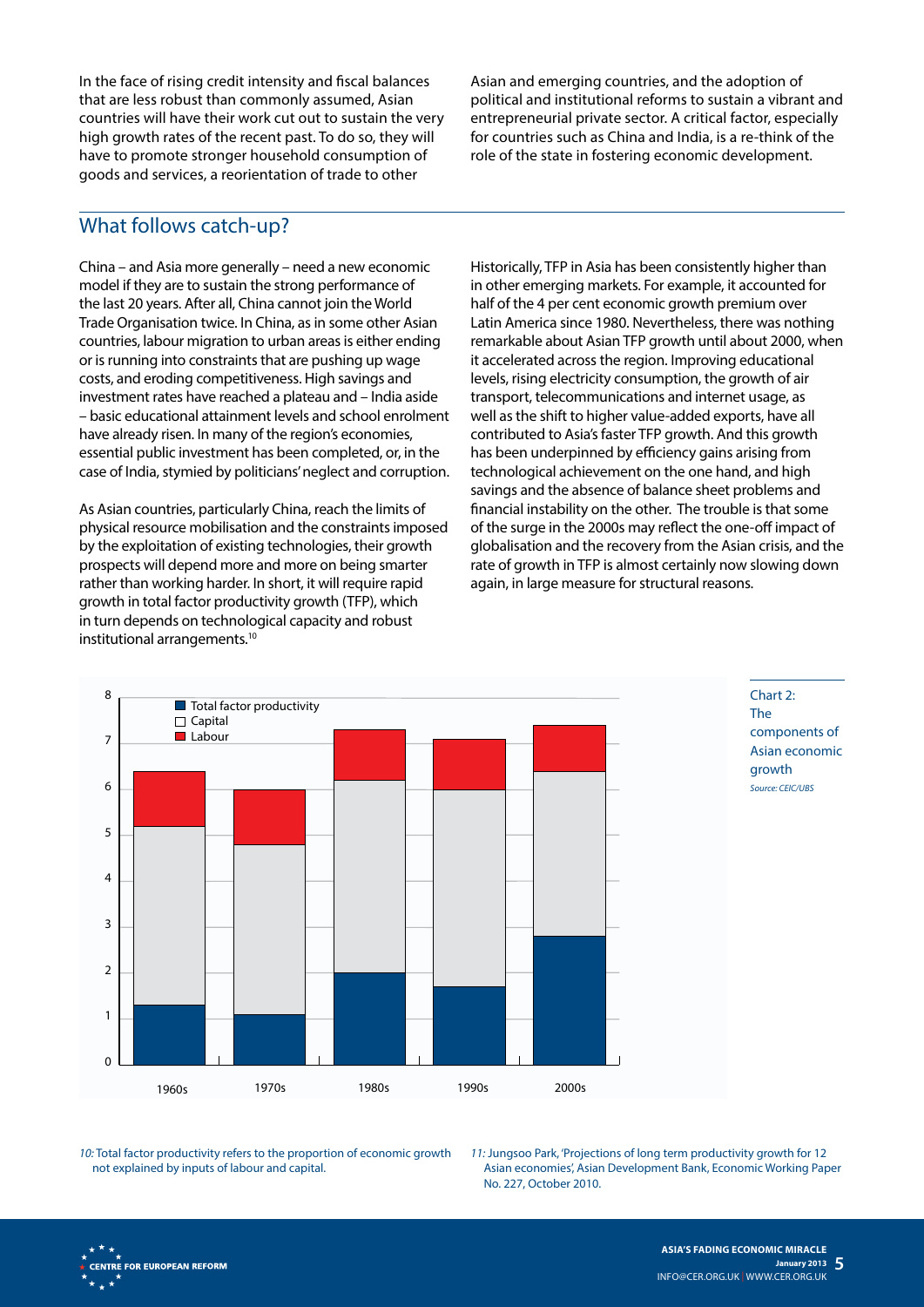In the face of rising credit intensity and fiscal balances that are less robust than commonly assumed, Asian countries will have their work cut out to sustain the very high growth rates of the recent past. To do so, they will have to promote stronger household consumption of goods and services, a reorientation of trade to other Asian and emerging countries, and the adoption of political and institutional reforms to sustain a vibrant and entrepreneurial private sector. A critical factor, especially for countries such as China and India, is a re-think of the role of the state in fostering economic development.

## What follows catch-up?

China – and Asia more generally – need a new economic model if they are to sustain the strong performance of the last 20 years. After all, China cannot join the World Trade Organisation twice. In China, as in some other Asian countries, labour migration to urban areas is either ending or is running into constraints that are pushing up wage costs, and eroding competitiveness. High savings and investment rates have reached a plateau and – India aside – basic educational attainment levels and school enrolment have already risen. In many of the region's economies, essential public investment has been completed, or, in the case of India, stymied by politicians' neglect and corruption.

As Asian countries, particularly China, reach the limits of physical resource mobilisation and the constraints imposed by the exploitation of existing technologies, their growth prospects will depend more and more on being smarter rather than working harder. In short, it will require rapid growth in total factor productivity growth (TFP), which in turn depends on technological capacity and robust institutional arrangements.[10]

Historically, TFP in Asia has been consistently higher than in other emerging markets. For example, it accounted for half of the 4 per cent economic growth premium over Latin America since 1980. Nevertheless, there was nothing remarkable about Asian TFP growth until about 2000, when it accelerated across the region. Improving educational levels, rising electricity consumption, the growth of air transport, telecommunications and internet usage, as well as the shift to higher value-added exports, have all contributed to Asia's faster TFP growth. And this growth has been underpinned by efficiency gains arising from technological achievement on the one hand, and high savings and the absence of balance sheet problems and financial instability on the other. The trouble is that some of the surge in the 2000s may reflect the one-off impact of globalisation and the recovery from the Asian crisis, and the rate of growth in TFP is almost certainly now slowing down again, in large measure for structural reasons.

Chart 2: The components of Asian economic growth

*Source: CEIC/UBS*

| | Total factor productivity | Capital | Labour |
|---|---|---|---|
| 1960s | 1.3 | 3.9 | 1.2 |
| 1970s | 1.1 | 3.7 | 1.2 |
| 1980s | 2.0 | 4.2 | 1.1 |
| 1990s | 1.7 | 4.3 | 1.1 |
| 2000s | 2.8 | 3.6 | 1.0 |

*10:* Total factor productivity refers to the proportion of economic growth not explained by inputs of labour and capital.

*11:* Jungsoo Park, 'Projections of long term productivity growth for 12 Asian economies', Asian Development Bank, Economic Working Paper No. 227, October 2010.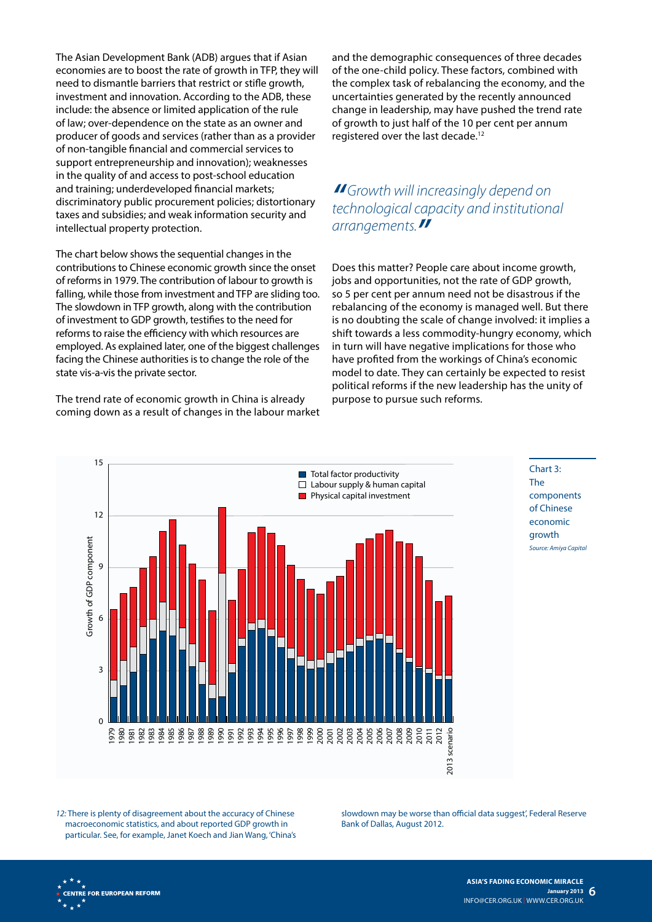The Asian Development Bank (ADB) argues that if Asian economies are to boost the rate of growth in TFP, they will need to dismantle barriers that restrict or stifle growth, investment and innovation. According to the ADB, these include: the absence or limited application of the rule of law; over-dependence on the state as an owner and producer of goods and services (rather than as a provider of non-tangible financial and commercial services to support entrepreneurship and innovation); weaknesses in the quality of and access to post-school education and training; underdeveloped financial markets; discriminatory public procurement policies; distortionary taxes and subsidies; and weak information security and intellectual property protection.

The chart below shows the sequential changes in the contributions to Chinese economic growth since the onset of reforms in 1979. The contribution of labour to growth is falling, while those from investment and TFP are sliding too. The slowdown in TFP growth, along with the contribution of investment to GDP growth, testifies to the need for reforms to raise the efficiency with which resources are employed. As explained later, one of the biggest challenges facing the Chinese authorities is to change the role of the state vis-a-vis the private sector.

The trend rate of economic growth in China is already coming down as a result of changes in the labour market and the demographic consequences of three decades of the one-child policy. These factors, combined with the complex task of rebalancing the economy, and the uncertainties generated by the recently announced change in leadership, may have pushed the trend rate of growth to just half of the 10 per cent per annum registered over the last decade.[12]

> *"Growth will increasingly depend on technological capacity and institutional arrangements."*

Does this matter? People care about income growth, jobs and opportunities, not the rate of GDP growth, so 5 per cent per annum need not be disastrous if the rebalancing of the economy is managed well. But there is no doubting the scale of change involved: it implies a shift towards a less commodity-hungry economy, which in turn will have negative implications for those who have profited from the workings of China's economic model to date. They can certainly be expected to resist political reforms if the new leadership has the unity of purpose to pursue such reforms.

Chart 3: The components of Chinese economic growth

*Source: Amiya Capital*

*12:* There is plenty of disagreement about the accuracy of Chinese macroeconomic statistics, and about reported GDP growth in particular. See, for example, Janet Koech and Jian Wang, 'China's slowdown may be worse than official data suggest', Federal Reserve Bank of Dallas, August 2012.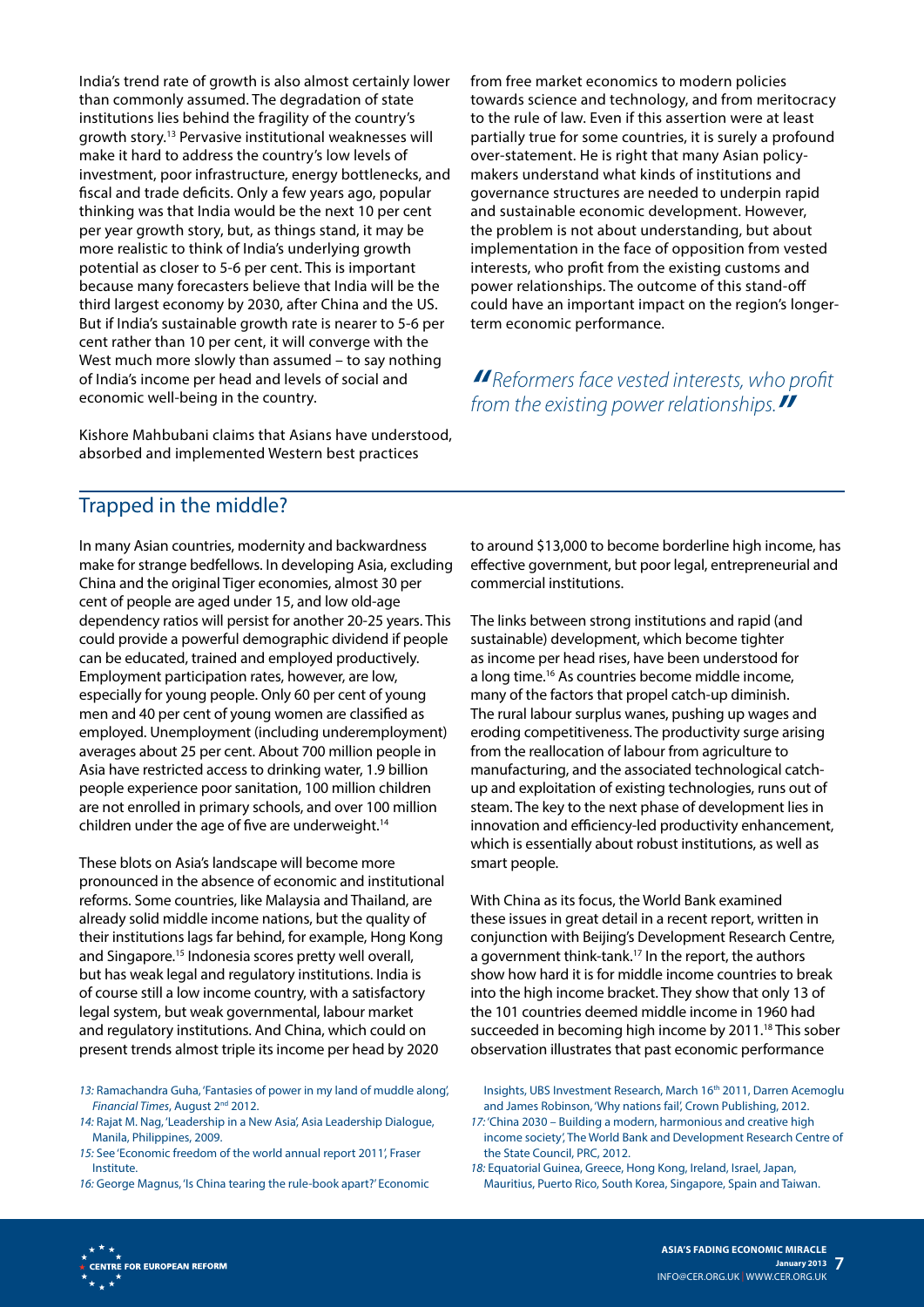India's trend rate of growth is also almost certainly lower than commonly assumed. The degradation of state institutions lies behind the fragility of the country's growth story.[13] Pervasive institutional weaknesses will make it hard to address the country's low levels of investment, poor infrastructure, energy bottlenecks, and fiscal and trade deficits. Only a few years ago, popular thinking was that India would be the next 10 per cent per year growth story, but, as things stand, it may be more realistic to think of India's underlying growth potential as closer to 5-6 per cent. This is important because many forecasters believe that India will be the third largest economy by 2030, after China and the US. But if India's sustainable growth rate is nearer to 5-6 per cent rather than 10 per cent, it will converge with the West much more slowly than assumed – to say nothing of India's income per head and levels of social and economic well-being in the country.

Kishore Mahbubani claims that Asians have understood, absorbed and implemented Western best practices from free market economics to modern policies towards science and technology, and from meritocracy to the rule of law. Even if this assertion were at least partially true for some countries, it is surely a profound over-statement. He is right that many Asian policy-makers understand what kinds of institutions and governance structures are needed to underpin rapid and sustainable economic development. However, the problem is not about understanding, but about implementation in the face of opposition from vested interests, who profit from the existing customs and power relationships. The outcome of this stand-off could have an important impact on the region's longer-term economic performance.

> *"Reformers face vested interests, who profit from the existing power relationships."*

## Trapped in the middle?

In many Asian countries, modernity and backwardness make for strange bedfellows. In developing Asia, excluding China and the original Tiger economies, almost 30 per cent of people are aged under 15, and low old-age dependency ratios will persist for another 20-25 years. This could provide a powerful demographic dividend if people can be educated, trained and employed productively. Employment participation rates, however, are low, especially for young people. Only 60 per cent of young men and 40 per cent of young women are classified as employed. Unemployment (including underemployment) averages about 25 per cent. About 700 million people in Asia have restricted access to drinking water, 1.9 billion people experience poor sanitation, 100 million children are not enrolled in primary schools, and over 100 million children under the age of five are underweight.[14]

These blots on Asia's landscape will become more pronounced in the absence of economic and institutional reforms. Some countries, like Malaysia and Thailand, are already solid middle income nations, but the quality of their institutions lags far behind, for example, Hong Kong and Singapore.[15] Indonesia scores pretty well overall, but has weak legal and regulatory institutions. India is of course still a low income country, with a satisfactory legal system, but weak governmental, labour market and regulatory institutions. And China, which could on present trends almost triple its income per head by 2020 to around \$13,000 to become borderline high income, has effective government, but poor legal, entrepreneurial and commercial institutions.

The links between strong institutions and rapid (and sustainable) development, which become tighter as income per head rises, have been understood for a long time.[16] As countries become middle income, many of the factors that propel catch-up diminish. The rural labour surplus wanes, pushing up wages and eroding competitiveness. The productivity surge arising from the reallocation of labour from agriculture to manufacturing, and the associated technological catch-up and exploitation of existing technologies, runs out of steam. The key to the next phase of development lies in innovation and efficiency-led productivity enhancement, which is essentially about robust institutions, as well as smart people.

With China as its focus, the World Bank examined these issues in great detail in a recent report, written in conjunction with Beijing's Development Research Centre, a government think-tank.[17] In the report, the authors show how hard it is for middle income countries to break into the high income bracket. They show that only 13 of the 101 countries deemed middle income in 1960 had succeeded in becoming high income by 2011.[18] This sober observation illustrates that past economic performance

---

13: Ramachandra Guha, 'Fantasies of power in my land of muddle along', *Financial Times*, August 2nd 2012.

14: Rajat M. Nag, 'Leadership in a New Asia', Asia Leadership Dialogue, Manila, Philippines, 2009.

15: See 'Economic freedom of the world annual report 2011', Fraser Institute.

16: George Magnus, 'Is China tearing the rule-book apart?' Economic Insights, UBS Investment Research, March 16th 2011, Darren Acemoglu and James Robinson, 'Why nations fail', Crown Publishing, 2012.

17: 'China 2030 – Building a modern, harmonious and creative high income society', The World Bank and Development Research Centre of the State Council, PRC, 2012.

18: Equatorial Guinea, Greece, Hong Kong, Ireland, Israel, Japan, Mauritius, Puerto Rico, South Korea, Singapore, Spain and Taiwan.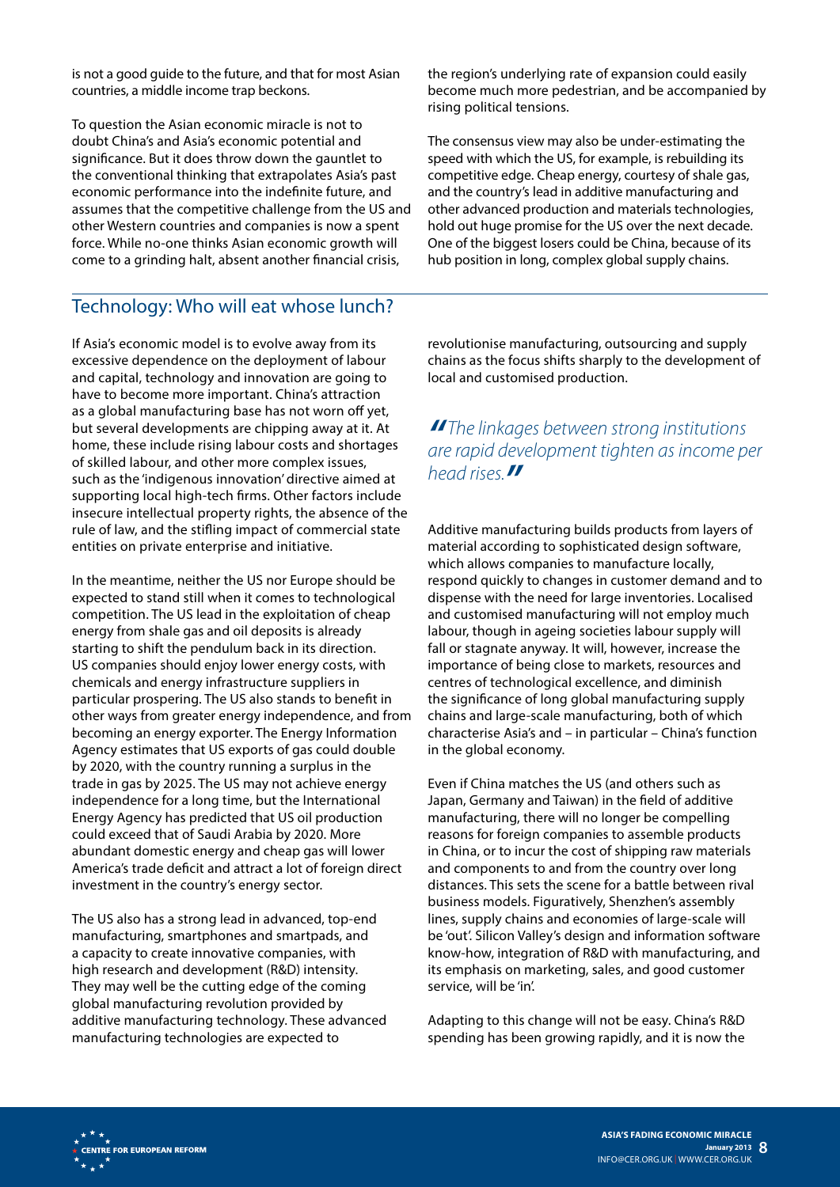is not a good guide to the future, and that for most Asian countries, a middle income trap beckons.

To question the Asian economic miracle is not to doubt China's and Asia's economic potential and significance. But it does throw down the gauntlet to the conventional thinking that extrapolates Asia's past economic performance into the indefinite future, and assumes that the competitive challenge from the US and other Western countries and companies is now a spent force. While no-one thinks Asian economic growth will come to a grinding halt, absent another financial crisis, the region's underlying rate of expansion could easily become much more pedestrian, and be accompanied by rising political tensions.

The consensus view may also be under-estimating the speed with which the US, for example, is rebuilding its competitive edge. Cheap energy, courtesy of shale gas, and the country's lead in additive manufacturing and other advanced production and materials technologies, hold out huge promise for the US over the next decade. One of the biggest losers could be China, because of its hub position in long, complex global supply chains.

## Technology: Who will eat whose lunch?

If Asia's economic model is to evolve away from its excessive dependence on the deployment of labour and capital, technology and innovation are going to have to become more important. China's attraction as a global manufacturing base has not worn off yet, but several developments are chipping away at it. At home, these include rising labour costs and shortages of skilled labour, and other more complex issues, such as the 'indigenous innovation' directive aimed at supporting local high-tech firms. Other factors include insecure intellectual property rights, the absence of the rule of law, and the stifling impact of commercial state entities on private enterprise and initiative.

In the meantime, neither the US nor Europe should be expected to stand still when it comes to technological competition. The US lead in the exploitation of cheap energy from shale gas and oil deposits is already starting to shift the pendulum back in its direction. US companies should enjoy lower energy costs, with chemicals and energy infrastructure suppliers in particular prospering. The US also stands to benefit in other ways from greater energy independence, and from becoming an energy exporter. The Energy Information Agency estimates that US exports of gas could double by 2020, with the country running a surplus in the trade in gas by 2025. The US may not achieve energy independence for a long time, but the International Energy Agency has predicted that US oil production could exceed that of Saudi Arabia by 2020. More abundant domestic energy and cheap gas will lower America's trade deficit and attract a lot of foreign direct investment in the country's energy sector.

The US also has a strong lead in advanced, top-end manufacturing, smartphones and smartpads, and a capacity to create innovative companies, with high research and development (R&D) intensity. They may well be the cutting edge of the coming global manufacturing revolution provided by additive manufacturing technology. These advanced manufacturing technologies are expected to revolutionise manufacturing, outsourcing and supply chains as the focus shifts sharply to the development of local and customised production.

> *"The linkages between strong institutions are rapid development tighten as income per head rises."*

Additive manufacturing builds products from layers of material according to sophisticated design software, which allows companies to manufacture locally, respond quickly to changes in customer demand and to dispense with the need for large inventories. Localised and customised manufacturing will not employ much labour, though in ageing societies labour supply will fall or stagnate anyway. It will, however, increase the importance of being close to markets, resources and centres of technological excellence, and diminish the significance of long global manufacturing supply chains and large-scale manufacturing, both of which characterise Asia's and – in particular – China's function in the global economy.

Even if China matches the US (and others such as Japan, Germany and Taiwan) in the field of additive manufacturing, there will no longer be compelling reasons for foreign companies to assemble products in China, or to incur the cost of shipping raw materials and components to and from the country over long distances. This sets the scene for a battle between rival business models. Figuratively, Shenzhen's assembly lines, supply chains and economies of large-scale will be 'out'. Silicon Valley's design and information software know-how, integration of R&D with manufacturing, and its emphasis on marketing, sales, and good customer service, will be 'in'.

Adapting to this change will not be easy. China's R&D spending has been growing rapidly, and it is now the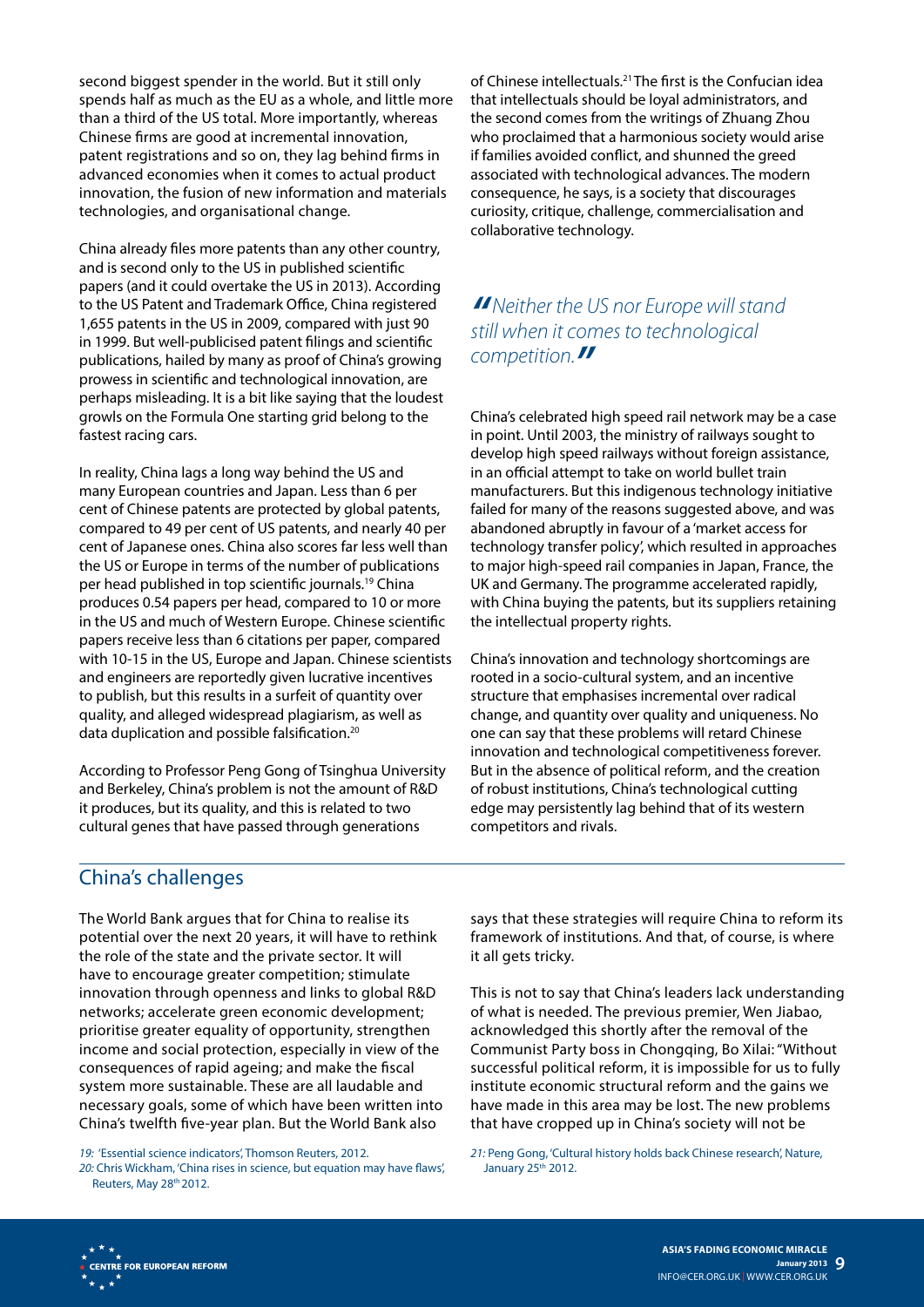second biggest spender in the world. But it still only spends half as much as the EU as a whole, and little more than a third of the US total. More importantly, whereas Chinese firms are good at incremental innovation, patent registrations and so on, they lag behind firms in advanced economies when it comes to actual product innovation, the fusion of new information and materials technologies, and organisational change.

China already files more patents than any other country, and is second only to the US in published scientific papers (and it could overtake the US in 2013). According to the US Patent and Trademark Office, China registered 1,655 patents in the US in 2009, compared with just 90 in 1999. But well-publicised patent filings and scientific publications, hailed by many as proof of China's growing prowess in scientific and technological innovation, are perhaps misleading. It is a bit like saying that the loudest growls on the Formula One starting grid belong to the fastest racing cars.

In reality, China lags a long way behind the US and many European countries and Japan. Less than 6 per cent of Chinese patents are protected by global patents, compared to 49 per cent of US patents, and nearly 40 per cent of Japanese ones. China also scores far less well than the US or Europe in terms of the number of publications per head published in top scientific journals.[19] China produces 0.54 papers per head, compared to 10 or more in the US and much of Western Europe. Chinese scientific papers receive less than 6 citations per paper, compared with 10-15 in the US, Europe and Japan. Chinese scientists and engineers are reportedly given lucrative incentives to publish, but this results in a surfeit of quantity over quality, and alleged widespread plagiarism, as well as data duplication and possible falsification.[20]

According to Professor Peng Gong of Tsinghua University and Berkeley, China's problem is not the amount of R&D it produces, but its quality, and this is related to two cultural genes that have passed through generations of Chinese intellectuals.[21] The first is the Confucian idea that intellectuals should be loyal administrators, and the second comes from the writings of Zhuang Zhou who proclaimed that a harmonious society would arise if families avoided conflict, and shunned the greed associated with technological advances. The modern consequence, he says, is a society that discourages curiosity, critique, challenge, commercialisation and collaborative technology.

> *"Neither the US nor Europe will stand still when it comes to technological competition."*

China's celebrated high speed rail network may be a case in point. Until 2003, the ministry of railways sought to develop high speed railways without foreign assistance, in an official attempt to take on world bullet train manufacturers. But this indigenous technology initiative failed for many of the reasons suggested above, and was abandoned abruptly in favour of a 'market access for technology transfer policy', which resulted in approaches to major high-speed rail companies in Japan, France, the UK and Germany. The programme accelerated rapidly, with China buying the patents, but its suppliers retaining the intellectual property rights.

China's innovation and technology shortcomings are rooted in a socio-cultural system, and an incentive structure that emphasises incremental over radical change, and quantity over quality and uniqueness. No one can say that these problems will retard Chinese innovation and technological competitiveness forever. But in the absence of political reform, and the creation of robust institutions, China's technological cutting edge may persistently lag behind that of its western competitors and rivals.

## China's challenges

The World Bank argues that for China to realise its potential over the next 20 years, it will have to rethink the role of the state and the private sector. It will have to encourage greater competition; stimulate innovation through openness and links to global R&D networks; accelerate green economic development; prioritise greater equality of opportunity, strengthen income and social protection, especially in view of the consequences of rapid ageing; and make the fiscal system more sustainable. These are all laudable and necessary goals, some of which have been written into China's twelfth five-year plan. But the World Bank also says that these strategies will require China to reform its framework of institutions. And that, of course, is where it all gets tricky.

This is not to say that China's leaders lack understanding of what is needed. The previous premier, Wen Jiabao, acknowledged this shortly after the removal of the Communist Party boss in Chongqing, Bo Xilai: "Without successful political reform, it is impossible for us to fully institute economic structural reform and the gains we have made in this area may be lost. The new problems that have cropped up in China's society will not be

19: 'Essential science indicators', Thomson Reuters, 2012.
20: Chris Wickham, 'China rises in science, but equation may have flaws', Reuters, May 28th 2012.
21: Peng Gong, 'Cultural history holds back Chinese research', Nature, January 25th 2012.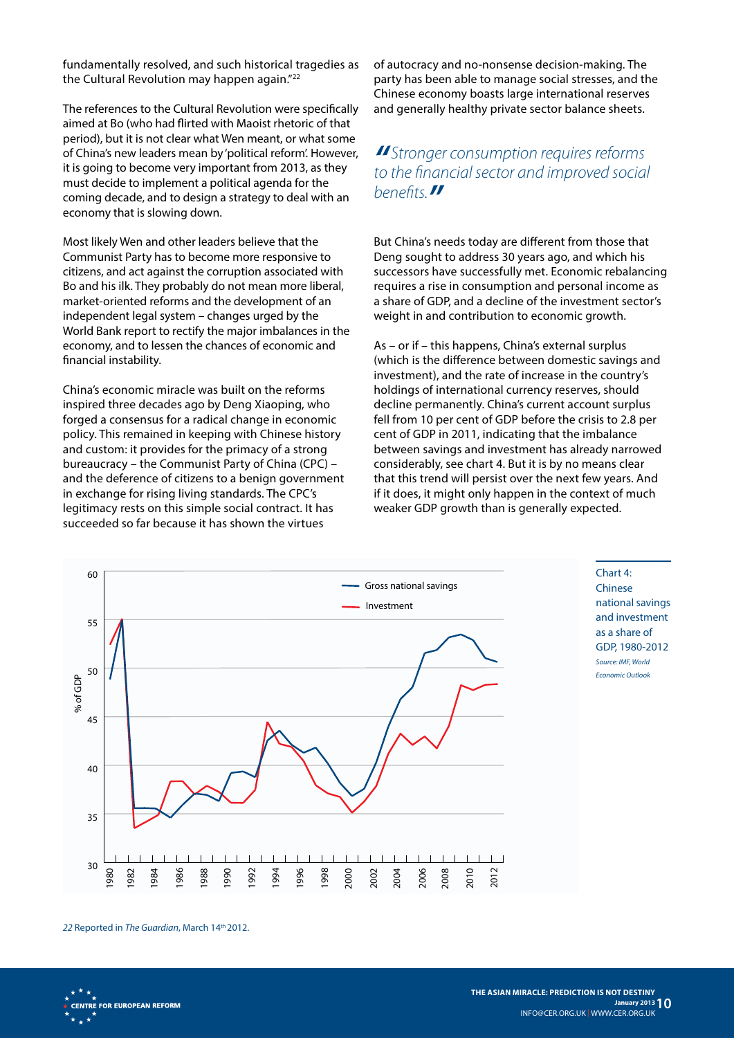fundamentally resolved, and such historical tragedies as the Cultural Revolution may happen again."[22]

The references to the Cultural Revolution were specifically aimed at Bo (who had flirted with Maoist rhetoric of that period), but it is not clear what Wen meant, or what some of China's new leaders mean by 'political reform'. However, it is going to become very important from 2013, as they must decide to implement a political agenda for the coming decade, and to design a strategy to deal with an economy that is slowing down.

Most likely Wen and other leaders believe that the Communist Party has to become more responsive to citizens, and act against the corruption associated with Bo and his ilk. They probably do not mean more liberal, market-oriented reforms and the development of an independent legal system – changes urged by the World Bank report to rectify the major imbalances in the economy, and to lessen the chances of economic and financial instability.

China's economic miracle was built on the reforms inspired three decades ago by Deng Xiaoping, who forged a consensus for a radical change in economic policy. This remained in keeping with Chinese history and custom: it provides for the primacy of a strong bureaucracy – the Communist Party of China (CPC) – and the deference of citizens to a benign government in exchange for rising living standards. The CPC's legitimacy rests on this simple social contract. It has succeeded so far because it has shown the virtues of autocracy and no-nonsense decision-making. The party has been able to manage social stresses, and the Chinese economy boasts large international reserves and generally healthy private sector balance sheets.

> *"Stronger consumption requires reforms to the financial sector and improved social benefits."*

But China's needs today are different from those that Deng sought to address 30 years ago, and which his successors have successfully met. Economic rebalancing requires a rise in consumption and personal income as a share of GDP, and a decline of the investment sector's weight in and contribution to economic growth.

As – or if – this happens, China's external surplus (which is the difference between domestic savings and investment), and the rate of increase in the country's holdings of international currency reserves, should decline permanently. China's current account surplus fell from 10 per cent of GDP before the crisis to 2.8 per cent of GDP in 2011, indicating that the imbalance between savings and investment has already narrowed considerably, see chart 4. But it is by no means clear that this trend will persist over the next few years. And if it does, it might only happen in the context of much weaker GDP growth than is generally expected.

Chart 4: Chinese national savings and investment as a share of GDP, 1980-2012

*Source: IMF, World Economic Outlook*

*22* Reported in *The Guardian*, March 14th 2012.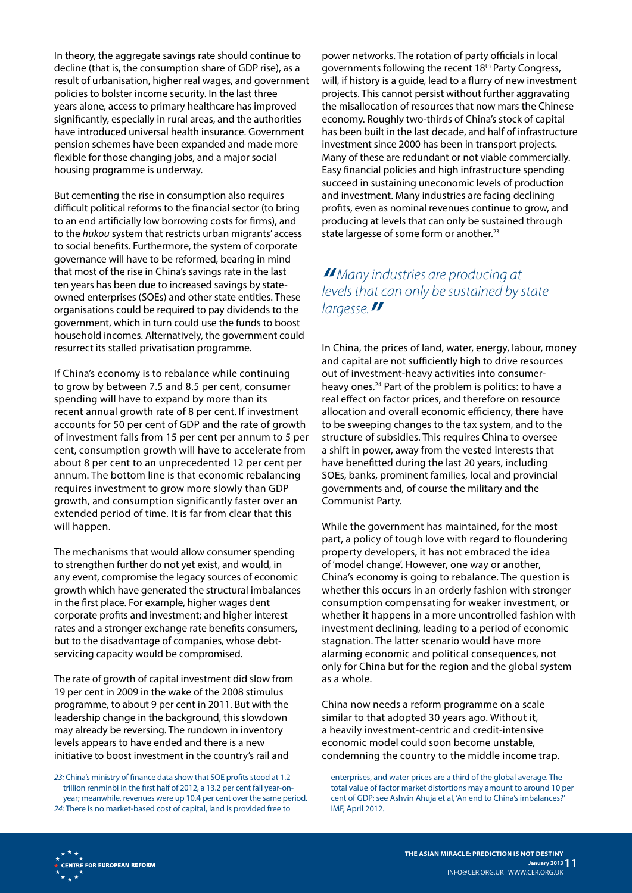In theory, the aggregate savings rate should continue to decline (that is, the consumption share of GDP rise), as a result of urbanisation, higher real wages, and government policies to bolster income security. In the last three years alone, access to primary healthcare has improved significantly, especially in rural areas, and the authorities have introduced universal health insurance. Government pension schemes have been expanded and made more flexible for those changing jobs, and a major social housing programme is underway.

But cementing the rise in consumption also requires difficult political reforms to the financial sector (to bring to an end artificially low borrowing costs for firms), and to the *hukou* system that restricts urban migrants' access to social benefits. Furthermore, the system of corporate governance will have to be reformed, bearing in mind that most of the rise in China's savings rate in the last ten years has been due to increased savings by state-owned enterprises (SOEs) and other state entities. These organisations could be required to pay dividends to the government, which in turn could use the funds to boost household incomes. Alternatively, the government could resurrect its stalled privatisation programme.

If China's economy is to rebalance while continuing to grow by between 7.5 and 8.5 per cent, consumer spending will have to expand by more than its recent annual growth rate of 8 per cent. If investment accounts for 50 per cent of GDP and the rate of growth of investment falls from 15 per cent per annum to 5 per cent, consumption growth will have to accelerate from about 8 per cent to an unprecedented 12 per cent per annum. The bottom line is that economic rebalancing requires investment to grow more slowly than GDP growth, and consumption significantly faster over an extended period of time. It is far from clear that this will happen.

The mechanisms that would allow consumer spending to strengthen further do not yet exist, and would, in any event, compromise the legacy sources of economic growth which have generated the structural imbalances in the first place. For example, higher wages dent corporate profits and investment; and higher interest rates and a stronger exchange rate benefits consumers, but to the disadvantage of companies, whose debt-servicing capacity would be compromised.

The rate of growth of capital investment did slow from 19 per cent in 2009 in the wake of the 2008 stimulus programme, to about 9 per cent in 2011. But with the leadership change in the background, this slowdown may already be reversing. The rundown in inventory levels appears to have ended and there is a new initiative to boost investment in the country's rail and power networks. The rotation of party officials in local governments following the recent 18th Party Congress, will, if history is a guide, lead to a flurry of new investment projects. This cannot persist without further aggravating the misallocation of resources that now mars the Chinese economy. Roughly two-thirds of China's stock of capital has been built in the last decade, and half of infrastructure investment since 2000 has been in transport projects. Many of these are redundant or not viable commercially. Easy financial policies and high infrastructure spending succeed in sustaining uneconomic levels of production and investment. Many industries are facing declining profits, even as nominal revenues continue to grow, and producing at levels that can only be sustained through state largesse of some form or another.[23]

> *"Many industries are producing at levels that can only be sustained by state largesse."*

In China, the prices of land, water, energy, labour, money and capital are not sufficiently high to drive resources out of investment-heavy activities into consumer-heavy ones.[24] Part of the problem is politics: to have a real effect on factor prices, and therefore on resource allocation and overall economic efficiency, there have to be sweeping changes to the tax system, and to the structure of subsidies. This requires China to oversee a shift in power, away from the vested interests that have benefitted during the last 20 years, including SOEs, banks, prominent families, local and provincial governments and, of course the military and the Communist Party.

While the government has maintained, for the most part, a policy of tough love with regard to floundering property developers, it has not embraced the idea of 'model change'. However, one way or another, China's economy is going to rebalance. The question is whether this occurs in an orderly fashion with stronger consumption compensating for weaker investment, or whether it happens in a more uncontrolled fashion with investment declining, leading to a period of economic stagnation. The latter scenario would have more alarming economic and political consequences, not only for China but for the region and the global system as a whole.

China now needs a reform programme on a scale similar to that adopted 30 years ago. Without it, a heavily investment-centric and credit-intensive economic model could soon become unstable, condemning the country to the middle income trap.

*23:* China's ministry of finance data show that SOE profits stood at 1.2 trillion renminbi in the first half of 2012, a 13.2 per cent fall year-on-year; meanwhile, revenues were up 10.4 per cent over the same period.
*24:* There is no market-based cost of capital, land is provided free to enterprises, and water prices are a third of the global average. The total value of factor market distortions may amount to around 10 per cent of GDP: see Ashvin Ahuja et al, 'An end to China's imbalances?' IMF, April 2012.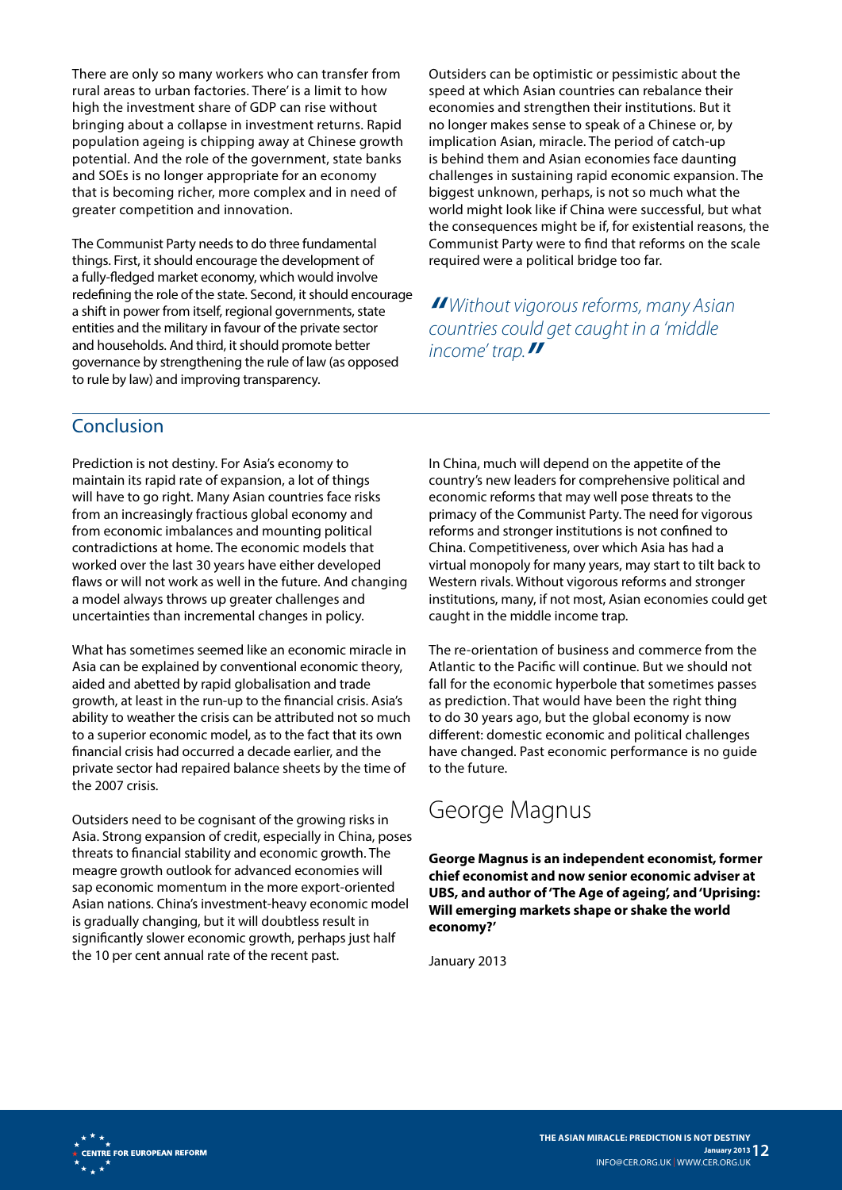There are only so many workers who can transfer from rural areas to urban factories. There' is a limit to how high the investment share of GDP can rise without bringing about a collapse in investment returns. Rapid population ageing is chipping away at Chinese growth potential. And the role of the government, state banks and SOEs is no longer appropriate for an economy that is becoming richer, more complex and in need of greater competition and innovation.

The Communist Party needs to do three fundamental things. First, it should encourage the development of a fully-fledged market economy, which would involve redefining the role of the state. Second, it should encourage a shift in power from itself, regional governments, state entities and the military in favour of the private sector and households. And third, it should promote better governance by strengthening the rule of law (as opposed to rule by law) and improving transparency.

Outsiders can be optimistic or pessimistic about the speed at which Asian countries can rebalance their economies and strengthen their institutions. But it no longer makes sense to speak of a Chinese or, by implication Asian, miracle. The period of catch-up is behind them and Asian economies face daunting challenges in sustaining rapid economic expansion. The biggest unknown, perhaps, is not so much what the world might look like if China were successful, but what the consequences might be if, for existential reasons, the Communist Party were to find that reforms on the scale required were a political bridge too far.

*"Without vigorous reforms, many Asian countries could get caught in a 'middle income' trap."*

## Conclusion

Prediction is not destiny. For Asia's economy to maintain its rapid rate of expansion, a lot of things will have to go right. Many Asian countries face risks from an increasingly fractious global economy and from economic imbalances and mounting political contradictions at home. The economic models that worked over the last 30 years have either developed flaws or will not work as well in the future. And changing a model always throws up greater challenges and uncertainties than incremental changes in policy.

What has sometimes seemed like an economic miracle in Asia can be explained by conventional economic theory, aided and abetted by rapid globalisation and trade growth, at least in the run-up to the financial crisis. Asia's ability to weather the crisis can be attributed not so much to a superior economic model, as to the fact that its own financial crisis had occurred a decade earlier, and the private sector had repaired balance sheets by the time of the 2007 crisis.

Outsiders need to be cognisant of the growing risks in Asia. Strong expansion of credit, especially in China, poses threats to financial stability and economic growth. The meagre growth outlook for advanced economies will sap economic momentum in the more export-oriented Asian nations. China's investment-heavy economic model is gradually changing, but it will doubtless result in significantly slower economic growth, perhaps just half the 10 per cent annual rate of the recent past.

In China, much will depend on the appetite of the country's new leaders for comprehensive political and economic reforms that may well pose threats to the primacy of the Communist Party. The need for vigorous reforms and stronger institutions is not confined to China. Competitiveness, over which Asia has had a virtual monopoly for many years, may start to tilt back to Western rivals. Without vigorous reforms and stronger institutions, many, if not most, Asian economies could get caught in the middle income trap.

The re-orientation of business and commerce from the Atlantic to the Pacific will continue. But we should not fall for the economic hyperbole that sometimes passes as prediction. That would have been the right thing to do 30 years ago, but the global economy is now different: domestic economic and political challenges have changed. Past economic performance is no guide to the future.

# George Magnus

**George Magnus is an independent economist, former chief economist and now senior economic adviser at UBS, and author of 'The Age of ageing', and 'Uprising: Will emerging markets shape or shake the world economy?'**

January 2013